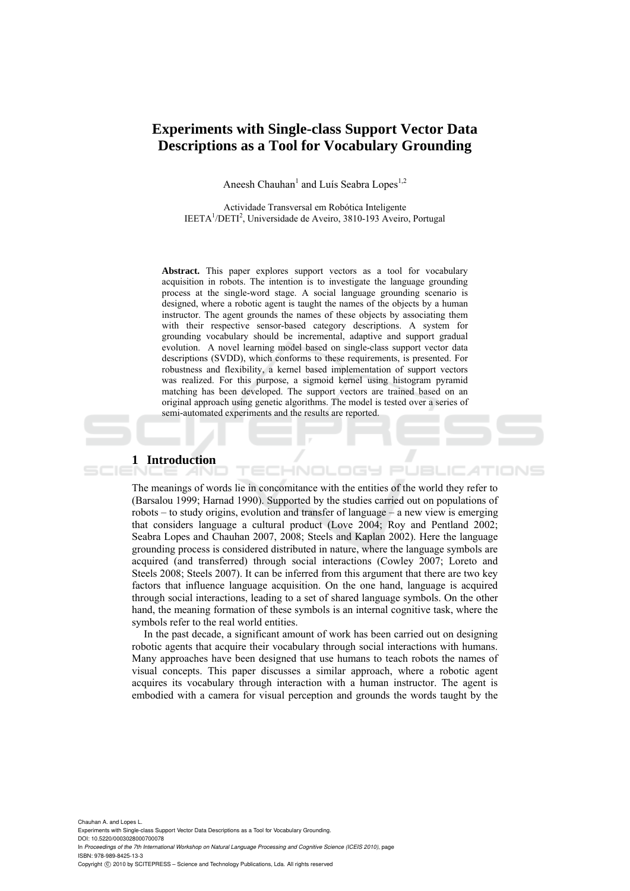# Experiments with Single-class Support Vector Data Descriptions as a Tool for Vocabulary Grounding

Aneesh Chauhan[1] and Luís Seabra Lopes[1,2]

Actividade Transversal em Robótica Inteligente
IEETA[1]/DETI[2], Universidade de Aveiro, 3810-193 Aveiro, Portugal

**Abstract.** This paper explores support vectors as a tool for vocabulary acquisition in robots. The intention is to investigate the language grounding process at the single-word stage. A social language grounding scenario is designed, where a robotic agent is taught the names of the objects by a human instructor. The agent grounds the names of these objects by associating them with their respective sensor-based category descriptions. A system for grounding vocabulary should be incremental, adaptive and support gradual evolution. A novel learning model based on single-class support vector data descriptions (SVDD), which conforms to these requirements, is presented. For robustness and flexibility, a kernel based implementation of support vectors was realized. For this purpose, a sigmoid kernel using histogram pyramid matching has been developed. The support vectors are trained based on an original approach using genetic algorithms. The model is tested over a series of semi-automated experiments and the results are reported.

## 1 Introduction

The meanings of words lie in concomitance with the entities of the world they refer to (Barsalou 1999; Harnad 1990). Supported by the studies carried out on populations of robots – to study origins, evolution and transfer of language – a new view is emerging that considers language a cultural product (Love 2004; Roy and Pentland 2002; Seabra Lopes and Chauhan 2007, 2008; Steels and Kaplan 2002). Here the language grounding process is considered distributed in nature, where the language symbols are acquired (and transferred) through social interactions (Cowley 2007; Loreto and Steels 2008; Steels 2007). It can be inferred from this argument that there are two key factors that influence language acquisition. On the one hand, language is acquired through social interactions, leading to a set of shared language symbols. On the other hand, the meaning formation of these symbols is an internal cognitive task, where the symbols refer to the real world entities.

In the past decade, a significant amount of work has been carried out on designing robotic agents that acquire their vocabulary through social interactions with humans. Many approaches have been designed that use humans to teach robots the names of visual concepts. This paper discusses a similar approach, where a robotic agent acquires its vocabulary through interaction with a human instructor. The agent is embodied with a camera for visual perception and grounds the words taught by the

Chauhan A. and Lopes L.
Experiments with Single-class Support Vector Data Descriptions as a Tool for Vocabulary Grounding.
DOI: 10.5220/0003028000700078
In *Proceedings of the 7th International Workshop on Natural Language Processing and Cognitive Science (ICEIS 2010)*, page
ISBN: 978-989-8425-13-3
Copyright © 2010 by SCITEPRESS – Science and Technology Publications, Lda. All rights reserved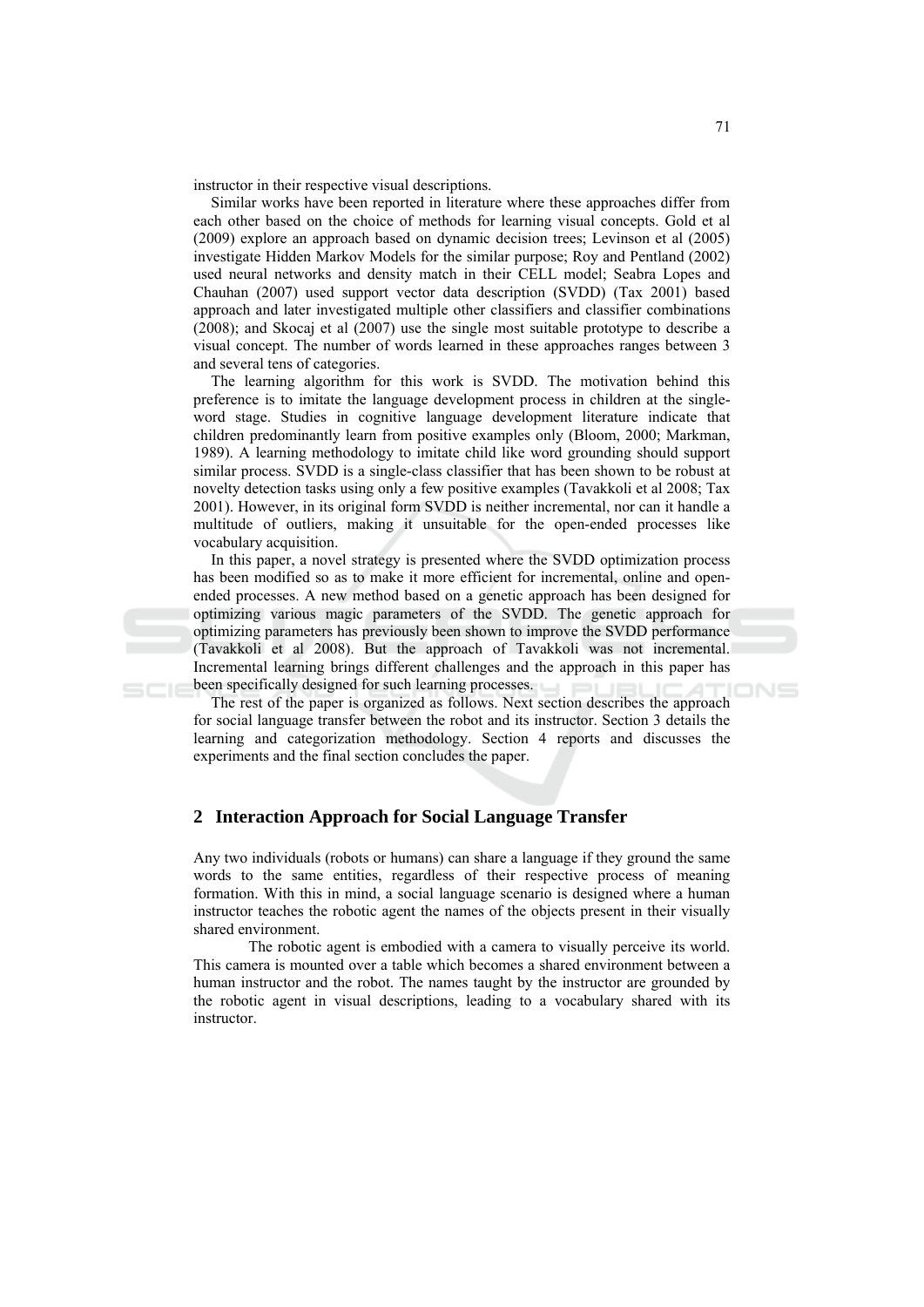instructor in their respective visual descriptions.

Similar works have been reported in literature where these approaches differ from each other based on the choice of methods for learning visual concepts. Gold et al (2009) explore an approach based on dynamic decision trees; Levinson et al (2005) investigate Hidden Markov Models for the similar purpose; Roy and Pentland (2002) used neural networks and density match in their CELL model; Seabra Lopes and Chauhan (2007) used support vector data description (SVDD) (Tax 2001) based approach and later investigated multiple other classifiers and classifier combinations (2008); and Skocaj et al (2007) use the single most suitable prototype to describe a visual concept. The number of words learned in these approaches ranges between 3 and several tens of categories.

The learning algorithm for this work is SVDD. The motivation behind this preference is to imitate the language development process in children at the single-word stage. Studies in cognitive language development literature indicate that children predominantly learn from positive examples only (Bloom, 2000; Markman, 1989). A learning methodology to imitate child like word grounding should support similar process. SVDD is a single-class classifier that has been shown to be robust at novelty detection tasks using only a few positive examples (Tavakkoli et al 2008; Tax 2001). However, in its original form SVDD is neither incremental, nor can it handle a multitude of outliers, making it unsuitable for the open-ended processes like vocabulary acquisition.

In this paper, a novel strategy is presented where the SVDD optimization process has been modified so as to make it more efficient for incremental, online and open-ended processes. A new method based on a genetic approach has been designed for optimizing various magic parameters of the SVDD. The genetic approach for optimizing parameters has previously been shown to improve the SVDD performance (Tavakkoli et al 2008). But the approach of Tavakkoli was not incremental. Incremental learning brings different challenges and the approach in this paper has been specifically designed for such learning processes.

The rest of the paper is organized as follows. Next section describes the approach for social language transfer between the robot and its instructor. Section 3 details the learning and categorization methodology. Section 4 reports and discusses the experiments and the final section concludes the paper.

## 2 Interaction Approach for Social Language Transfer

Any two individuals (robots or humans) can share a language if they ground the same words to the same entities, regardless of their respective process of meaning formation. With this in mind, a social language scenario is designed where a human instructor teaches the robotic agent the names of the objects present in their visually shared environment.

The robotic agent is embodied with a camera to visually perceive its world. This camera is mounted over a table which becomes a shared environment between a human instructor and the robot. The names taught by the instructor are grounded by the robotic agent in visual descriptions, leading to a vocabulary shared with its instructor.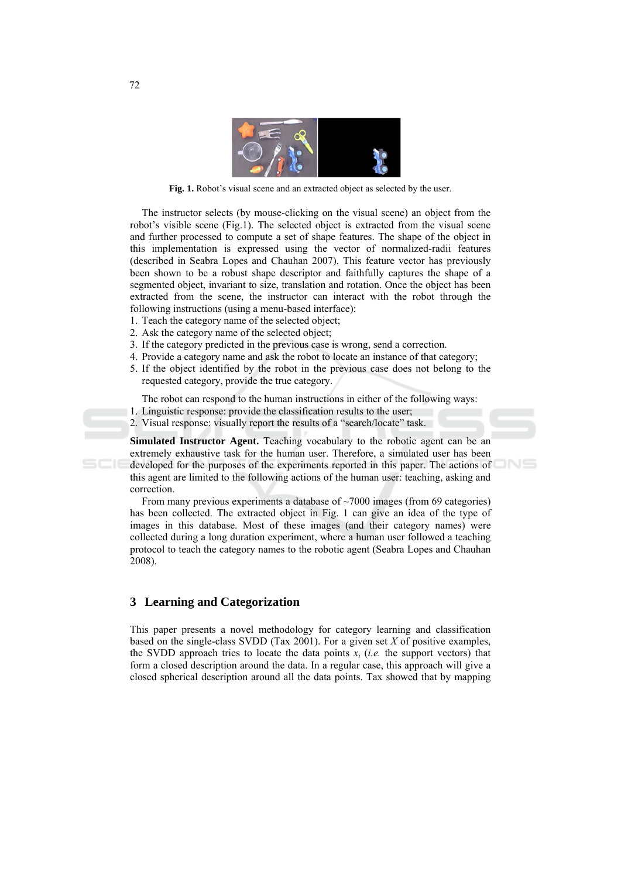**Fig. 1.** Robot's visual scene and an extracted object as selected by the user.

The instructor selects (by mouse-clicking on the visual scene) an object from the robot's visible scene (Fig.1). The selected object is extracted from the visual scene and further processed to compute a set of shape features. The shape of the object in this implementation is expressed using the vector of normalized-radii features (described in Seabra Lopes and Chauhan 2007). This feature vector has previously been shown to be a robust shape descriptor and faithfully captures the shape of a segmented object, invariant to size, translation and rotation. Once the object has been extracted from the scene, the instructor can interact with the robot through the following instructions (using a menu-based interface):

1. Teach the category name of the selected object;
2. Ask the category name of the selected object;
3. If the category predicted in the previous case is wrong, send a correction.
4. Provide a category name and ask the robot to locate an instance of that category;
5. If the object identified by the robot in the previous case does not belong to the requested category, provide the true category.

The robot can respond to the human instructions in either of the following ways:

1. Linguistic response: provide the classification results to the user;
2. Visual response: visually report the results of a "search/locate" task.

**Simulated Instructor Agent.** Teaching vocabulary to the robotic agent can be an extremely exhaustive task for the human user. Therefore, a simulated user has been developed for the purposes of the experiments reported in this paper. The actions of this agent are limited to the following actions of the human user: teaching, asking and correction.

From many previous experiments a database of ~7000 images (from 69 categories) has been collected. The extracted object in Fig. 1 can give an idea of the type of images in this database. Most of these images (and their category names) were collected during a long duration experiment, where a human user followed a teaching protocol to teach the category names to the robotic agent (Seabra Lopes and Chauhan 2008).

## 3 Learning and Categorization

This paper presents a novel methodology for category learning and classification based on the single-class SVDD (Tax 2001). For a given set $X$ of positive examples, the SVDD approach tries to locate the data points $x_i$ (*i.e.* the support vectors) that form a closed description around the data. In a regular case, this approach will give a closed spherical description around all the data points. Tax showed that by mapping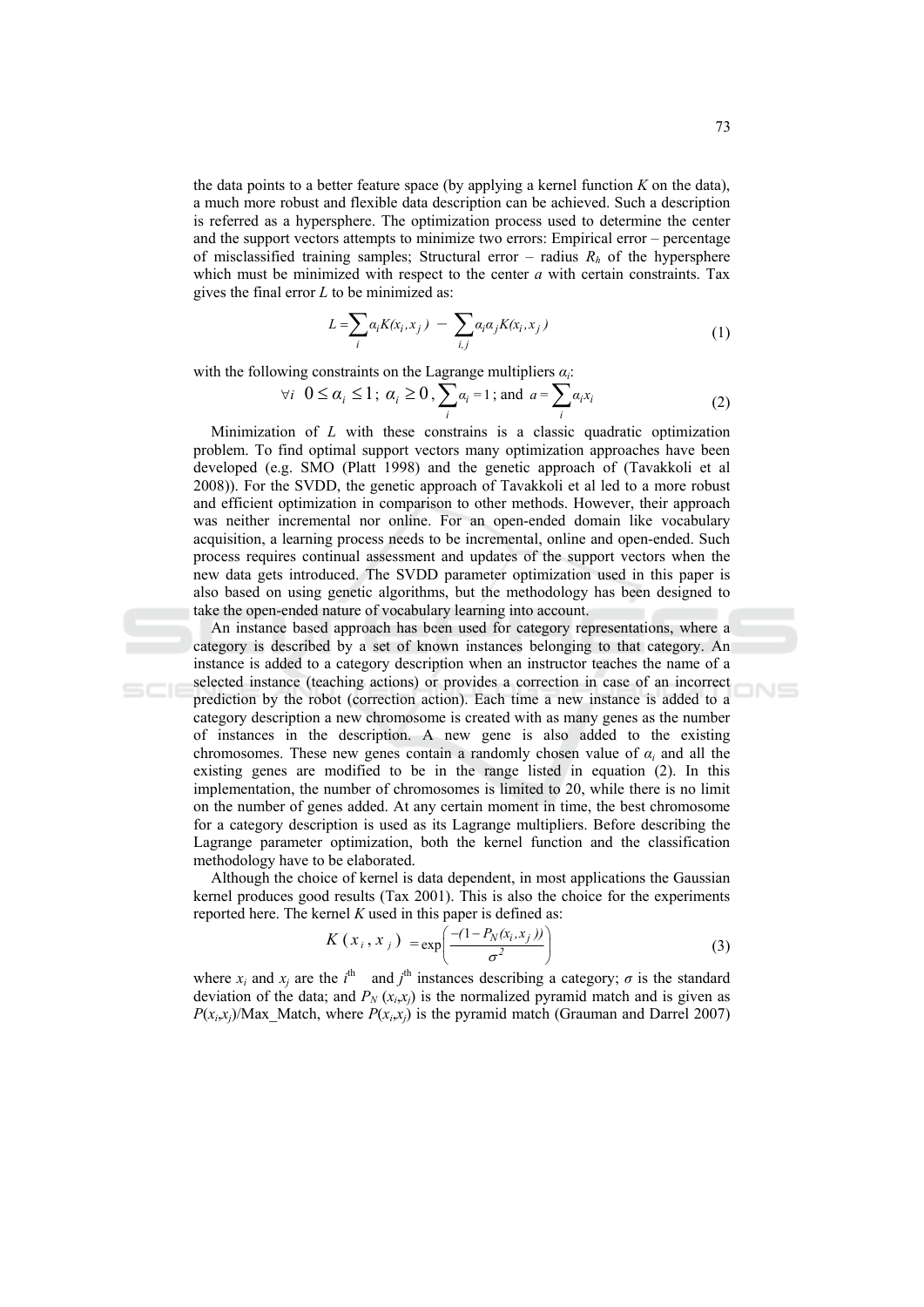the data points to a better feature space (by applying a kernel function $K$ on the data), a much more robust and flexible data description can be achieved. Such a description is referred as a hypersphere. The optimization process used to determine the center and the support vectors attempts to minimize two errors: Empirical error – percentage of misclassified training samples; Structural error – radius $R_h$ of the hypersphere which must be minimized with respect to the center $a$ with certain constraints. Tax gives the final error $L$ to be minimized as:

$$L = \sum_i \alpha_i K(x_i, x_j) - \sum_{i,j} \alpha_i \alpha_j K(x_i, x_j) \tag{1}$$

with the following constraints on the Lagrange multipliers $\alpha_i$:

$$\forall i \;\; 0 \leq \alpha_i \leq 1;\; \alpha_i \geq 0,\; \sum_i \alpha_i = 1;\; \text{and}\;\; a = \sum_i \alpha_i x_i \tag{2}$$

Minimization of $L$ with these constrains is a classic quadratic optimization problem. To find optimal support vectors many optimization approaches have been developed (e.g. SMO (Platt 1998) and the genetic approach of (Tavakkoli et al 2008)). For the SVDD, the genetic approach of Tavakkoli et al led to a more robust and efficient optimization in comparison to other methods. However, their approach was neither incremental nor online. For an open-ended domain like vocabulary acquisition, a learning process needs to be incremental, online and open-ended. Such process requires continual assessment and updates of the support vectors when the new data gets introduced. The SVDD parameter optimization used in this paper is also based on using genetic algorithms, but the methodology has been designed to take the open-ended nature of vocabulary learning into account.

An instance based approach has been used for category representations, where a category is described by a set of known instances belonging to that category. An instance is added to a category description when an instructor teaches the name of a selected instance (teaching actions) or provides a correction in case of an incorrect prediction by the robot (correction action). Each time a new instance is added to a category description a new chromosome is created with as many genes as the number of instances in the description. A new gene is also added to the existing chromosomes. These new genes contain a randomly chosen value of $\alpha_i$ and all the existing genes are modified to be in the range listed in equation (2). In this implementation, the number of chromosomes is limited to 20, while there is no limit on the number of genes added. At any certain moment in time, the best chromosome for a category description is used as its Lagrange multipliers. Before describing the Lagrange parameter optimization, both the kernel function and the classification methodology have to be elaborated.

Although the choice of kernel is data dependent, in most applications the Gaussian kernel produces good results (Tax 2001). This is also the choice for the experiments reported here. The kernel $K$ used in this paper is defined as:

$$K(x_i, x_j) = \exp\left(\frac{-(1 - P_N(x_i, x_j))}{\sigma^2}\right) \tag{3}$$

where $x_i$ and $x_j$ are the $i^{\text{th}}$ and $j^{\text{th}}$ instances describing a category; $\sigma$ is the standard deviation of the data; and $P_N(x_i,x_j)$ is the normalized pyramid match and is given as $P(x_i,x_j)$/Max_Match, where $P(x_i,x_j)$ is the pyramid match (Grauman and Darrel 2007)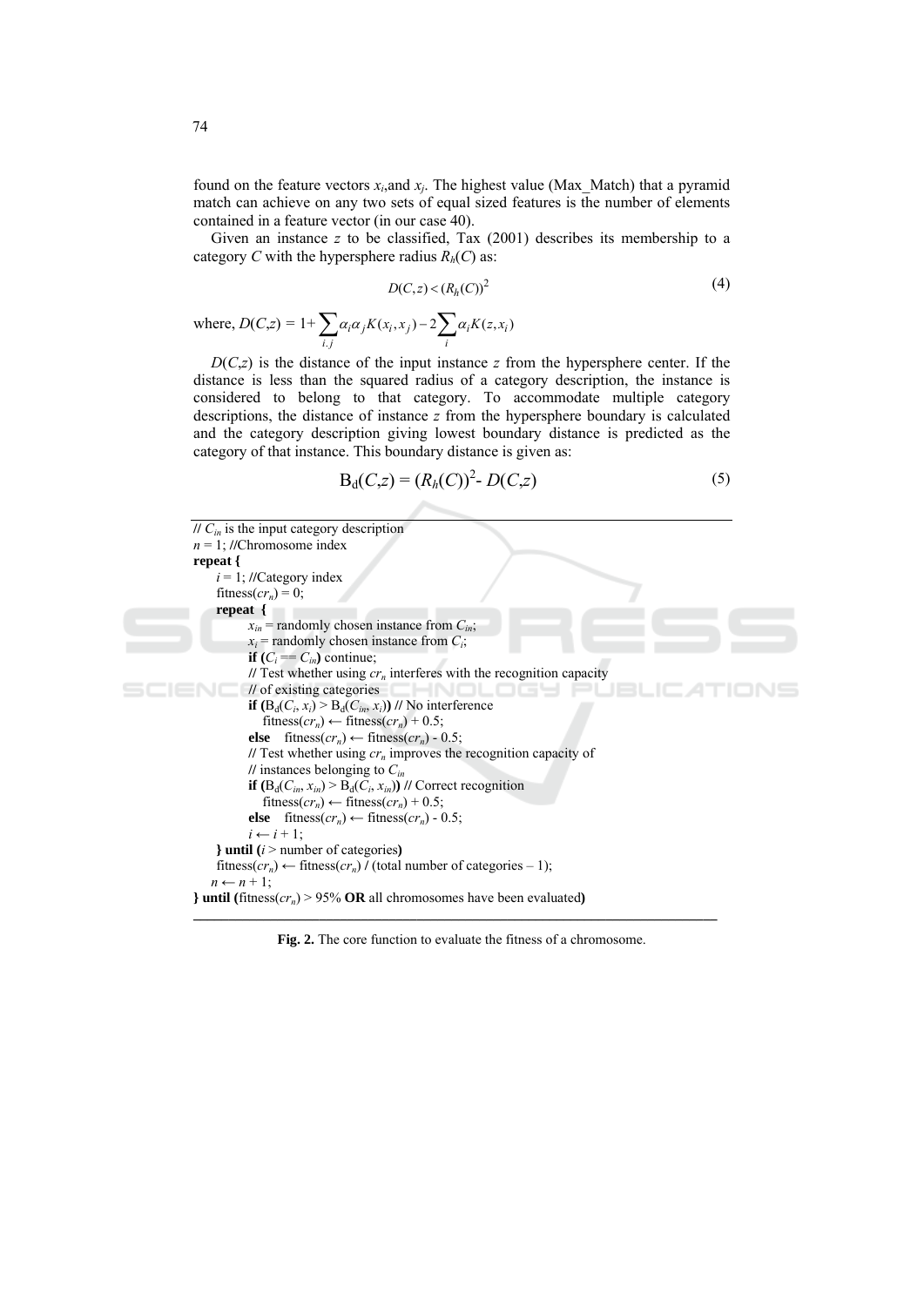found on the feature vectors $x_i$,and $x_j$. The highest value (Max_Match) that a pyramid match can achieve on any two sets of equal sized features is the number of elements contained in a feature vector (in our case 40).

Given an instance $z$ to be classified, Tax (2001) describes its membership to a category $C$ with the hypersphere radius $R_h(C)$ as:

$$D(C,z) < (R_h(C))^2 \tag{4}$$

where, $D(C,z) = 1 + \sum_{i,j} \alpha_i \alpha_j K(x_i, x_j) - 2\sum_i \alpha_i K(z, x_i)$

$D(C,z)$ is the distance of the input instance $z$ from the hypersphere center. If the distance is less than the squared radius of a category description, the instance is considered to belong to that category. To accommodate multiple category descriptions, the distance of instance $z$ from the hypersphere boundary is calculated and the category description giving lowest boundary distance is predicted as the category of that instance. This boundary distance is given as:

$$B_d(C,z) = (R_h(C))^2 - D(C,z) \tag{5}$$

```
// C_in is the input category description
n = 1; //Chromosome index
repeat {
    i = 1; //Category index
    fitness(cr_n) = 0;
    repeat {
        x_in = randomly chosen instance from C_in;
        x_i = randomly chosen instance from C_i;
        if (C_i == C_in) continue;
        // Test whether using cr_n interferes with the recognition capacity
        // of existing categories
        if (B_d(C_i, x_i) > B_d(C_in, x_i)) // No interference
            fitness(cr_n) ← fitness(cr_n) + 0.5;
        else    fitness(cr_n) ← fitness(cr_n) - 0.5;
        // Test whether using cr_n improves the recognition capacity of
        // instances belonging to C_in
        if (B_d(C_in, x_in) > B_d(C_i, x_in)) // Correct recognition
            fitness(cr_n) ← fitness(cr_n) + 0.5;
        else    fitness(cr_n) ← fitness(cr_n) - 0.5;
        i ← i + 1;
    } until (i > number of categories)
    fitness(cr_n) ← fitness(cr_n) / (total number of categories – 1);
    n ← n + 1;
} until (fitness(cr_n) > 95% OR all chromosomes have been evaluated)
```

**Fig. 2.** The core function to evaluate the fitness of a chromosome.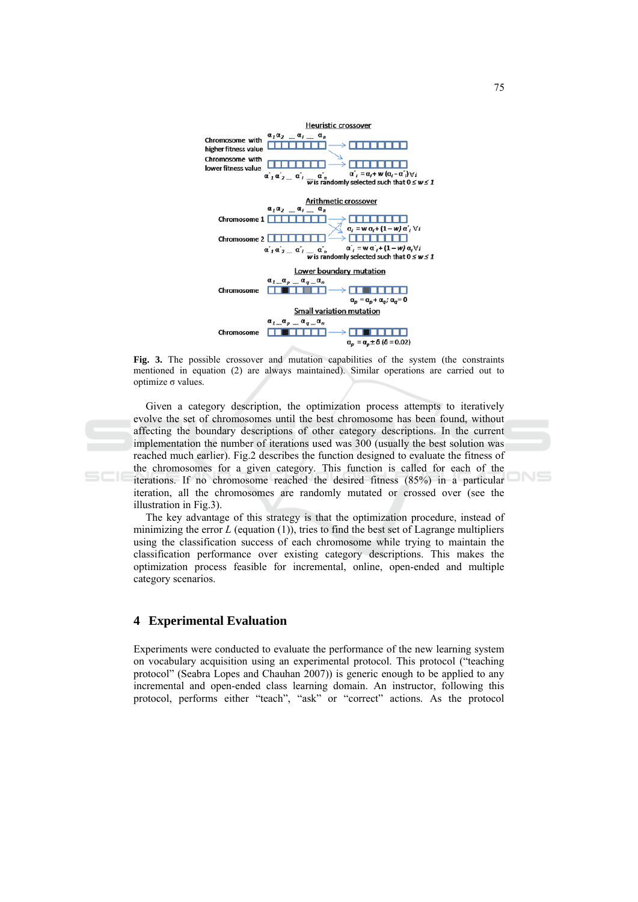Fig. 3. The possible crossover and mutation capabilities of the system (the constraints mentioned in equation (2) are always maintained). Similar operations are carried out to optimize σ values.

Given a category description, the optimization process attempts to iteratively evolve the set of chromosomes until the best chromosome has been found, without affecting the boundary descriptions of other category descriptions. In the current implementation the number of iterations used was 300 (usually the best solution was reached much earlier). Fig.2 describes the function designed to evaluate the fitness of the chromosomes for a given category. This function is called for each of the iterations. If no chromosome reached the desired fitness (85%) in a particular iteration, all the chromosomes are randomly mutated or crossed over (see the illustration in Fig.3).

The key advantage of this strategy is that the optimization procedure, instead of minimizing the error $L$ (equation (1)), tries to find the best set of Lagrange multipliers using the classification success of each chromosome while trying to maintain the classification performance over existing category descriptions. This makes the optimization process feasible for incremental, online, open-ended and multiple category scenarios.

## 4 Experimental Evaluation

Experiments were conducted to evaluate the performance of the new learning system on vocabulary acquisition using an experimental protocol. This protocol ("teaching protocol" (Seabra Lopes and Chauhan 2007)) is generic enough to be applied to any incremental and open-ended class learning domain. An instructor, following this protocol, performs either "teach", "ask" or "correct" actions. As the protocol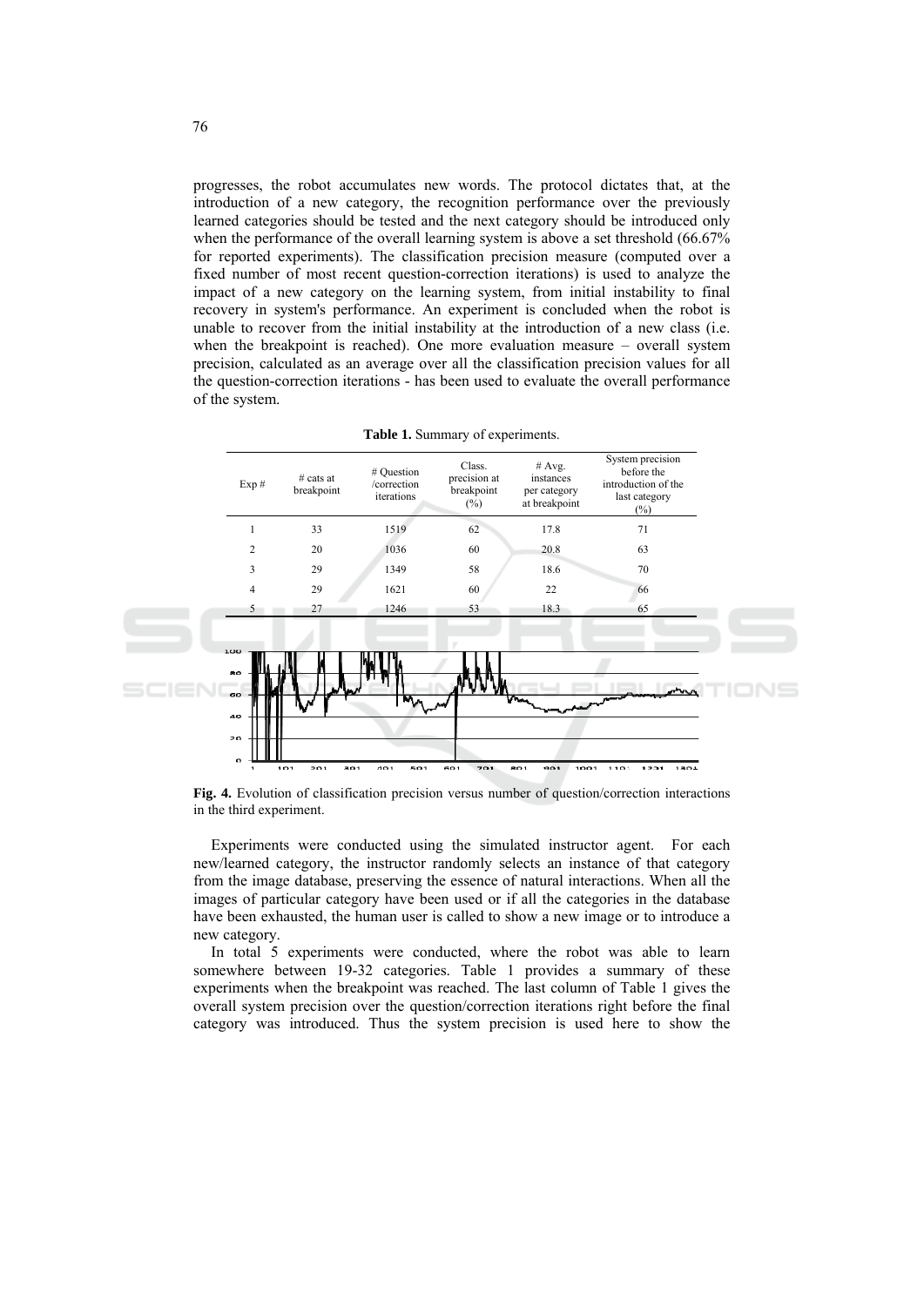progresses, the robot accumulates new words. The protocol dictates that, at the introduction of a new category, the recognition performance over the previously learned categories should be tested and the next category should be introduced only when the performance of the overall learning system is above a set threshold (66.67% for reported experiments). The classification precision measure (computed over a fixed number of most recent question-correction iterations) is used to analyze the impact of a new category on the learning system, from initial instability to final recovery in system's performance. An experiment is concluded when the robot is unable to recover from the initial instability at the introduction of a new class (i.e. when the breakpoint is reached). One more evaluation measure – overall system precision, calculated as an average over all the classification precision values for all the question-correction iterations - has been used to evaluate the overall performance of the system.

**Table 1.** Summary of experiments.

| Exp # | # cats at breakpoint | # Question /correction iterations | Class. precision at breakpoint (%) | # Avg. instances per category at breakpoint | System precision before the introduction of the last category (%) |
|---|---|---|---|---|---|
| 1 | 33 | 1519 | 62 | 17.8 | 71 |
| 2 | 20 | 1036 | 60 | 20.8 | 63 |
| 3 | 29 | 1349 | 58 | 18.6 | 70 |
| 4 | 29 | 1621 | 60 | 22 | 66 |
| 5 | 27 | 1246 | 53 | 18.3 | 65 |

**Fig. 4.** Evolution of classification precision versus number of question/correction interactions in the third experiment.

Experiments were conducted using the simulated instructor agent. For each new/learned category, the instructor randomly selects an instance of that category from the image database, preserving the essence of natural interactions. When all the images of particular category have been used or if all the categories in the database have been exhausted, the human user is called to show a new image or to introduce a new category.

In total 5 experiments were conducted, where the robot was able to learn somewhere between 19-32 categories. Table 1 provides a summary of these experiments when the breakpoint was reached. The last column of Table 1 gives the overall system precision over the question/correction iterations right before the final category was introduced. Thus the system precision is used here to show the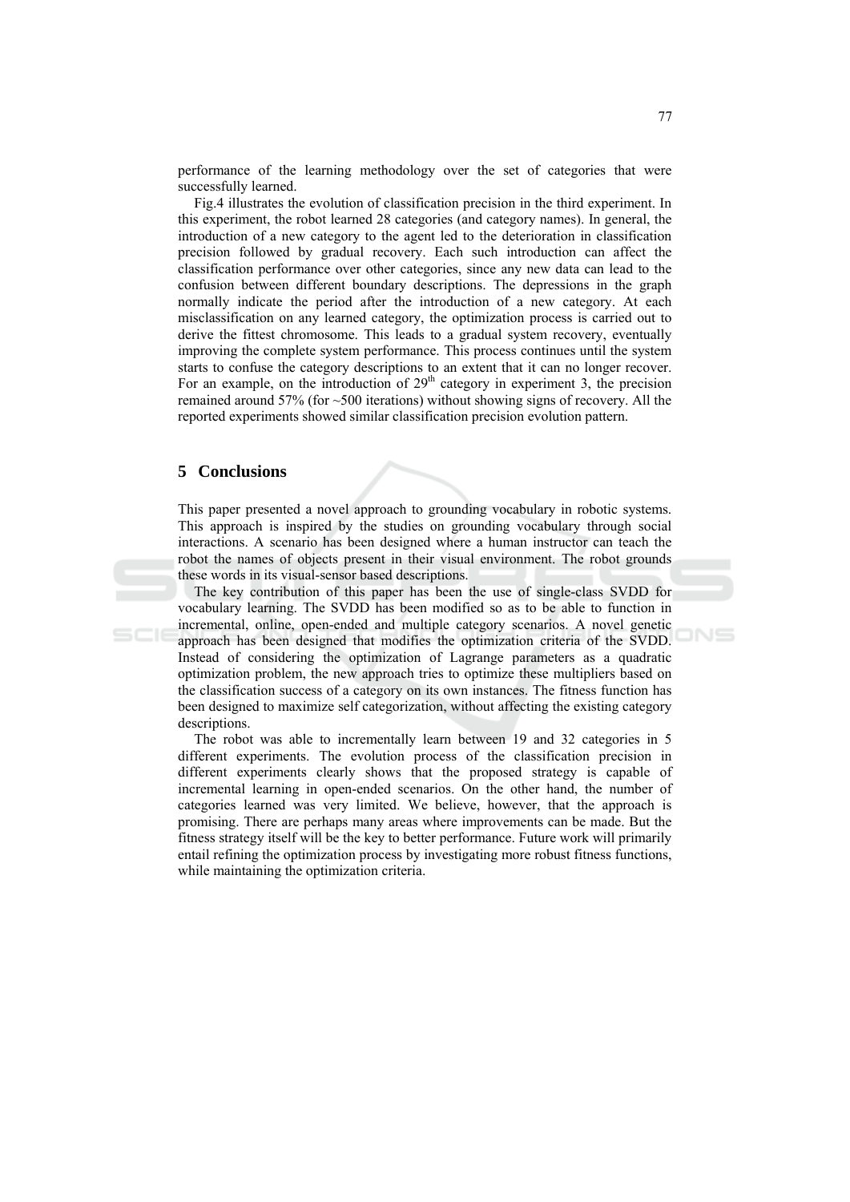performance of the learning methodology over the set of categories that were successfully learned.

Fig.4 illustrates the evolution of classification precision in the third experiment. In this experiment, the robot learned 28 categories (and category names). In general, the introduction of a new category to the agent led to the deterioration in classification precision followed by gradual recovery. Each such introduction can affect the classification performance over other categories, since any new data can lead to the confusion between different boundary descriptions. The depressions in the graph normally indicate the period after the introduction of a new category. At each misclassification on any learned category, the optimization process is carried out to derive the fittest chromosome. This leads to a gradual system recovery, eventually improving the complete system performance. This process continues until the system starts to confuse the category descriptions to an extent that it can no longer recover. For an example, on the introduction of $29^{th}$ category in experiment 3, the precision remained around 57% (for ~500 iterations) without showing signs of recovery. All the reported experiments showed similar classification precision evolution pattern.

## 5 Conclusions

This paper presented a novel approach to grounding vocabulary in robotic systems. This approach is inspired by the studies on grounding vocabulary through social interactions. A scenario has been designed where a human instructor can teach the robot the names of objects present in their visual environment. The robot grounds these words in its visual-sensor based descriptions.

The key contribution of this paper has been the use of single-class SVDD for vocabulary learning. The SVDD has been modified so as to be able to function in incremental, online, open-ended and multiple category scenarios. A novel genetic approach has been designed that modifies the optimization criteria of the SVDD. Instead of considering the optimization of Lagrange parameters as a quadratic optimization problem, the new approach tries to optimize these multipliers based on the classification success of a category on its own instances. The fitness function has been designed to maximize self categorization, without affecting the existing category descriptions.

The robot was able to incrementally learn between 19 and 32 categories in 5 different experiments. The evolution process of the classification precision in different experiments clearly shows that the proposed strategy is capable of incremental learning in open-ended scenarios. On the other hand, the number of categories learned was very limited. We believe, however, that the approach is promising. There are perhaps many areas where improvements can be made. But the fitness strategy itself will be the key to better performance. Future work will primarily entail refining the optimization process by investigating more robust fitness functions, while maintaining the optimization criteria.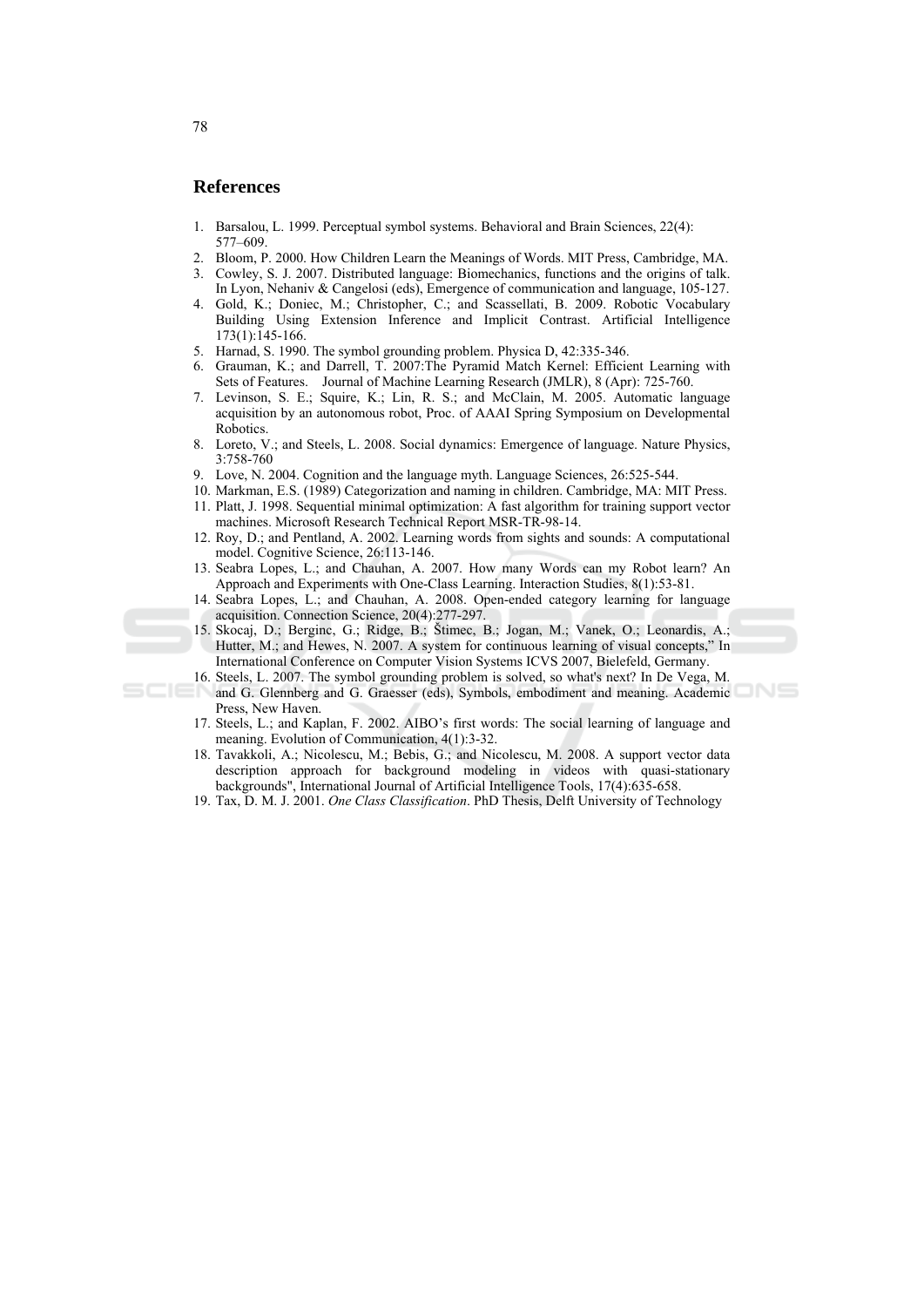## References

1. Barsalou, L. 1999. Perceptual symbol systems. Behavioral and Brain Sciences, 22(4): 577–609.
2. Bloom, P. 2000. How Children Learn the Meanings of Words. MIT Press, Cambridge, MA.
3. Cowley, S. J. 2007. Distributed language: Biomechanics, functions and the origins of talk. In Lyon, Nehaniv & Cangelosi (eds), Emergence of communication and language, 105-127.
4. Gold, K.; Doniec, M.; Christopher, C.; and Scassellati, B. 2009. Robotic Vocabulary Building Using Extension Inference and Implicit Contrast. Artificial Intelligence 173(1):145-166.
5. Harnad, S. 1990. The symbol grounding problem. Physica D, 42:335-346.
6. Grauman, K.; and Darrell, T. 2007:The Pyramid Match Kernel: Efficient Learning with Sets of Features. Journal of Machine Learning Research (JMLR), 8 (Apr): 725-760.
7. Levinson, S. E.; Squire, K.; Lin, R. S.; and McClain, M. 2005. Automatic language acquisition by an autonomous robot, Proc. of AAAI Spring Symposium on Developmental Robotics.
8. Loreto, V.; and Steels, L. 2008. Social dynamics: Emergence of language. Nature Physics, 3:758-760
9. Love, N. 2004. Cognition and the language myth. Language Sciences, 26:525-544.
10. Markman, E.S. (1989) Categorization and naming in children. Cambridge, MA: MIT Press.
11. Platt, J. 1998. Sequential minimal optimization: A fast algorithm for training support vector machines. Microsoft Research Technical Report MSR-TR-98-14.
12. Roy, D.; and Pentland, A. 2002. Learning words from sights and sounds: A computational model. Cognitive Science, 26:113-146.
13. Seabra Lopes, L.; and Chauhan, A. 2007. How many Words can my Robot learn? An Approach and Experiments with One-Class Learning. Interaction Studies, 8(1):53-81.
14. Seabra Lopes, L.; and Chauhan, A. 2008. Open-ended category learning for language acquisition. Connection Science, 20(4):277-297.
15. Skocaj, D.; Berginc, G.; Ridge, B.; Štimec, B.; Jogan, M.; Vanek, O.; Leonardis, A.; Hutter, M.; and Hewes, N. 2007. A system for continuous learning of visual concepts," In International Conference on Computer Vision Systems ICVS 2007, Bielefeld, Germany.
16. Steels, L. 2007. The symbol grounding problem is solved, so what's next? In De Vega, M. and G. Glennberg and G. Graesser (eds), Symbols, embodiment and meaning. Academic Press, New Haven.
17. Steels, L.; and Kaplan, F. 2002. AIBO's first words: The social learning of language and meaning. Evolution of Communication, 4(1):3-32.
18. Tavakkoli, A.; Nicolescu, M.; Bebis, G.; and Nicolescu, M. 2008. A support vector data description approach for background modeling in videos with quasi-stationary backgrounds", International Journal of Artificial Intelligence Tools, 17(4):635-658.
19. Tax, D. M. J. 2001. *One Class Classification*. PhD Thesis, Delft University of Technology